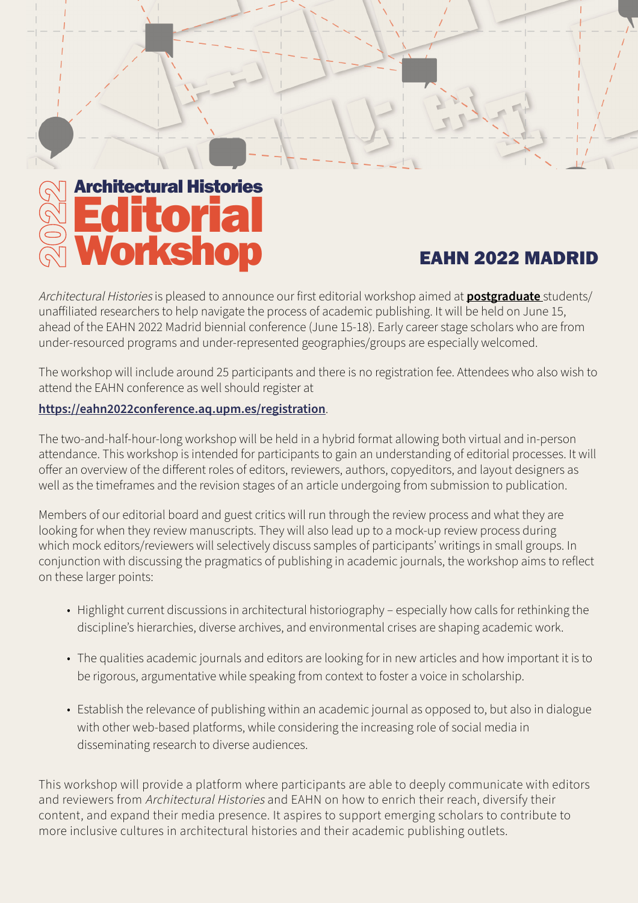# 2022 Architectural Histories Editorial Workshop

## EAHN 2022 MADRID

*Architectural Histories* is pleased to announce our first editorial workshop aimed at **postgraduate** students/unaffiliated researchers to help navigate the process of academic publishing. It will be held on June 15, ahead of the EAHN 2022 Madrid biennial conference (June 15-18). Early career stage scholars who are from under-resourced programs and under-represented geographies/groups are especially welcomed.

The workshop will include around 25 participants and there is no registration fee. Attendees who also wish to attend the EAHN conference as well should register at

**https://eahn2022conference.aq.upm.es/registration**.

The two-and-half-hour-long workshop will be held in a hybrid format allowing both virtual and in-person attendance. This workshop is intended for participants to gain an understanding of editorial processes. It will offer an overview of the different roles of editors, reviewers, authors, copyeditors, and layout designers as well as the timeframes and the revision stages of an article undergoing from submission to publication.

Members of our editorial board and guest critics will run through the review process and what they are looking for when they review manuscripts. They will also lead up to a mock-up review process during which mock editors/reviewers will selectively discuss samples of participants' writings in small groups. In conjunction with discussing the pragmatics of publishing in academic journals, the workshop aims to reflect on these larger points:

- Highlight current discussions in architectural historiography – especially how calls for rethinking the discipline's hierarchies, diverse archives, and environmental crises are shaping academic work.
- The qualities academic journals and editors are looking for in new articles and how important it is to be rigorous, argumentative while speaking from context to foster a voice in scholarship.
- Establish the relevance of publishing within an academic journal as opposed to, but also in dialogue with other web-based platforms, while considering the increasing role of social media in disseminating research to diverse audiences.

This workshop will provide a platform where participants are able to deeply communicate with editors and reviewers from *Architectural Histories* and EAHN on how to enrich their reach, diversify their content, and expand their media presence. It aspires to support emerging scholars to contribute to more inclusive cultures in architectural histories and their academic publishing outlets.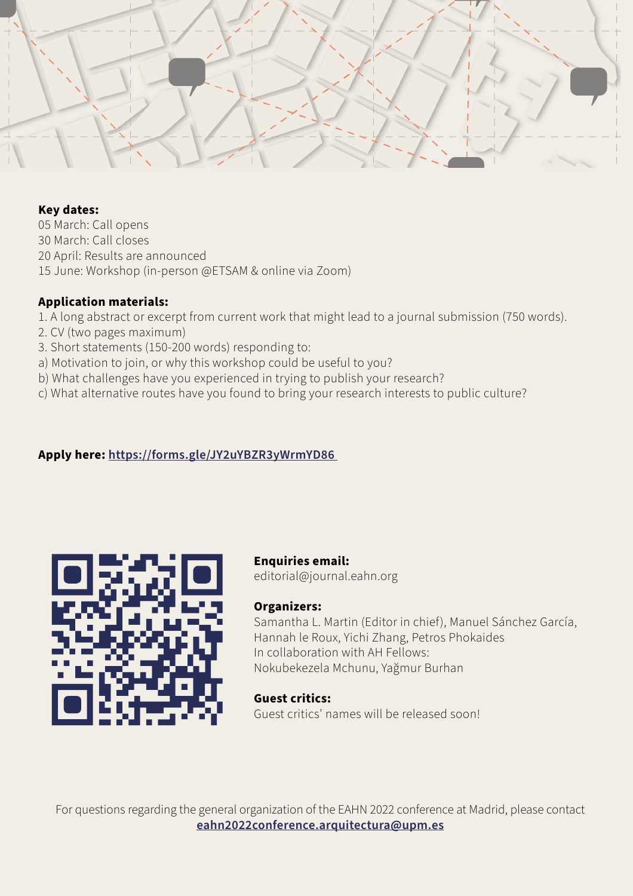**Key dates:**
05 March: Call opens
30 March: Call closes
20 April: Results are announced
15 June: Workshop (in-person @ETSAM & online via Zoom)

**Application materials:**
1. A long abstract or excerpt from current work that might lead to a journal submission (750 words).
2. CV (two pages maximum)
3. Short statements (150-200 words) responding to:
a) Motivation to join, or why this workshop could be useful to you?
b) What challenges have you experienced in trying to publish your research?
c) What alternative routes have you found to bring your research interests to public culture?

**Apply here:** [https://forms.gle/JY2uYBZR3yWrmYD86](https://forms.gle/JY2uYBZR3yWrmYD86)

**Enquiries email:**
editorial@journal.eahn.org

**Organizers:**
Samantha L. Martin (Editor in chief), Manuel Sánchez García, Hannah le Roux, Yichi Zhang, Petros Phokaides
In collaboration with AH Fellows:
Nokubekezela Mchunu, Yağmur Burhan

**Guest critics:**
Guest critics' names will be released soon!

For questions regarding the general organization of the EAHN 2022 conference at Madrid, please contact **eahn2022conference.arquitectura@upm.es**